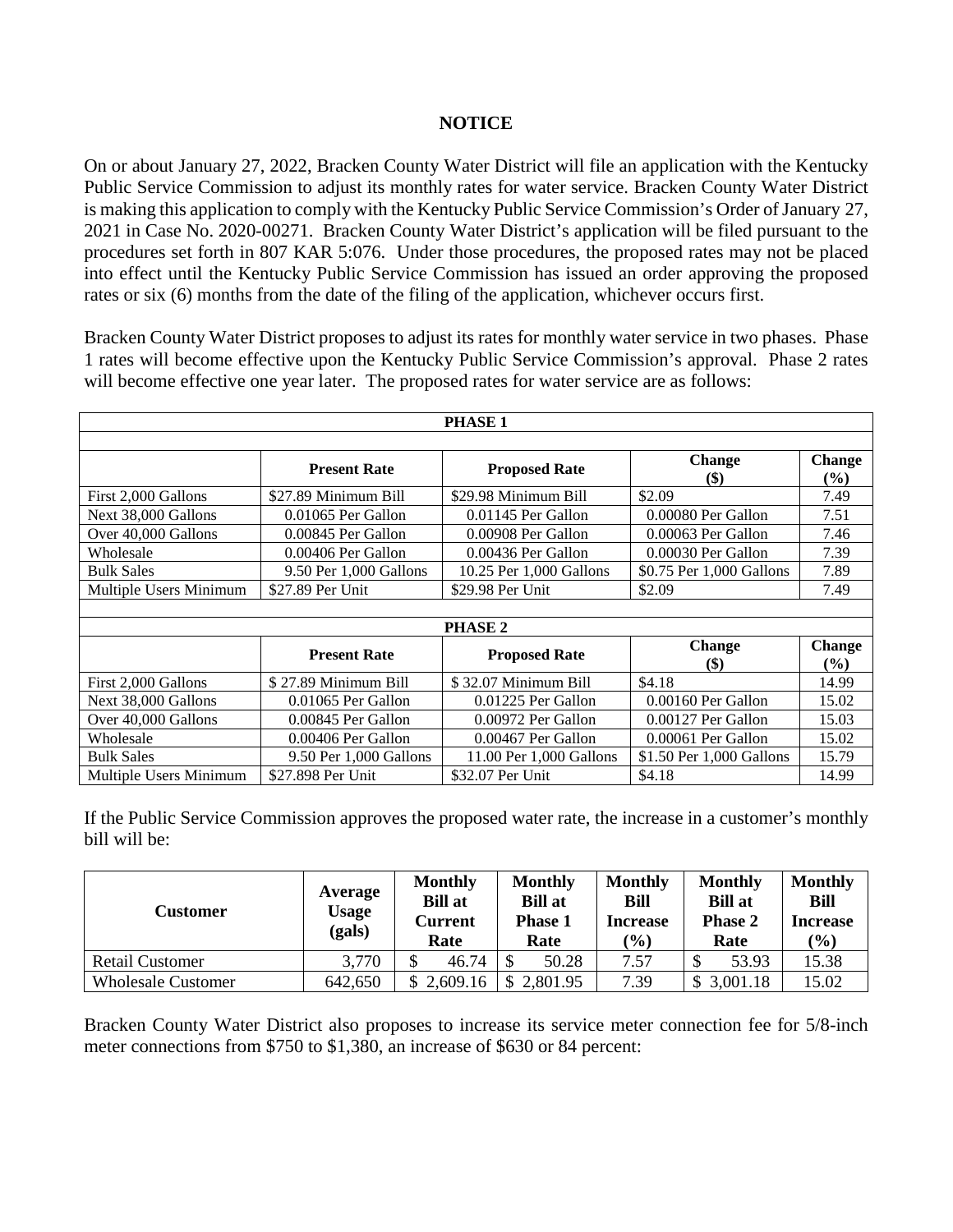**NOTICE**

On or about January 27, 2022, Bracken County Water District will file an application with the Kentucky Public Service Commission to adjust its monthly rates for water service. Bracken County Water District is making this application to comply with the Kentucky Public Service Commission's Order of January 27, 2021 in Case No. 2020-00271. Bracken County Water District's application will be filed pursuant to the procedures set forth in 807 KAR 5:076. Under those procedures, the proposed rates may not be placed into effect until the Kentucky Public Service Commission has issued an order approving the proposed rates or six (6) months from the date of the filing of the application, whichever occurs first.

Bracken County Water District proposes to adjust its rates for monthly water service in two phases. Phase 1 rates will become effective upon the Kentucky Public Service Commission's approval. Phase 2 rates will become effective one year later. The proposed rates for water service are as follows:

| PHASE 1 | | | | |
|---|---|---|---|---|
| | **Present Rate** | **Proposed Rate** | **Change ($)** | **Change (%)** |
| First 2,000 Gallons | $27.89 Minimum Bill | $29.98 Minimum Bill | $2.09 | 7.49 |
| Next 38,000 Gallons | 0.01065 Per Gallon | 0.01145 Per Gallon | 0.00080 Per Gallon | 7.51 |
| Over 40,000 Gallons | 0.00845 Per Gallon | 0.00908 Per Gallon | 0.00063 Per Gallon | 7.46 |
| Wholesale | 0.00406 Per Gallon | 0.00436 Per Gallon | 0.00030 Per Gallon | 7.39 |
| Bulk Sales | 9.50 Per 1,000 Gallons | 10.25 Per 1,000 Gallons | $0.75 Per 1,000 Gallons | 7.89 |
| Multiple Users Minimum | $27.89 Per Unit | $29.98 Per Unit | $2.09 | 7.49 |
| **PHASE 2** | | | | |
| | **Present Rate** | **Proposed Rate** | **Change ($)** | **Change (%)** |
| First 2,000 Gallons | $ 27.89 Minimum Bill | $ 32.07 Minimum Bill | $4.18 | 14.99 |
| Next 38,000 Gallons | 0.01065 Per Gallon | 0.01225 Per Gallon | 0.00160 Per Gallon | 15.02 |
| Over 40,000 Gallons | 0.00845 Per Gallon | 0.00972 Per Gallon | 0.00127 Per Gallon | 15.03 |
| Wholesale | 0.00406 Per Gallon | 0.00467 Per Gallon | 0.00061 Per Gallon | 15.02 |
| Bulk Sales | 9.50 Per 1,000 Gallons | 11.00 Per 1,000 Gallons | $1.50 Per 1,000 Gallons | 15.79 |
| Multiple Users Minimum | $27.898 Per Unit | $32.07 Per Unit | $4.18 | 14.99 |

If the Public Service Commission approves the proposed water rate, the increase in a customer's monthly bill will be:

| Customer | Average Usage (gals) | Monthly Bill at Current Rate | Monthly Bill at Phase 1 Rate | Monthly Bill Increase (%) | Monthly Bill at Phase 2 Rate | Monthly Bill Increase (%) |
|---|---|---|---|---|---|---|
| Retail Customer | 3,770 | $ 46.74 | $ 50.28 | 7.57 | $ 53.93 | 15.38 |
| Wholesale Customer | 642,650 | $ 2,609.16 | $ 2,801.95 | 7.39 | $ 3,001.18 | 15.02 |

Bracken County Water District also proposes to increase its service meter connection fee for 5/8-inch meter connections from $750 to $1,380, an increase of $630 or 84 percent: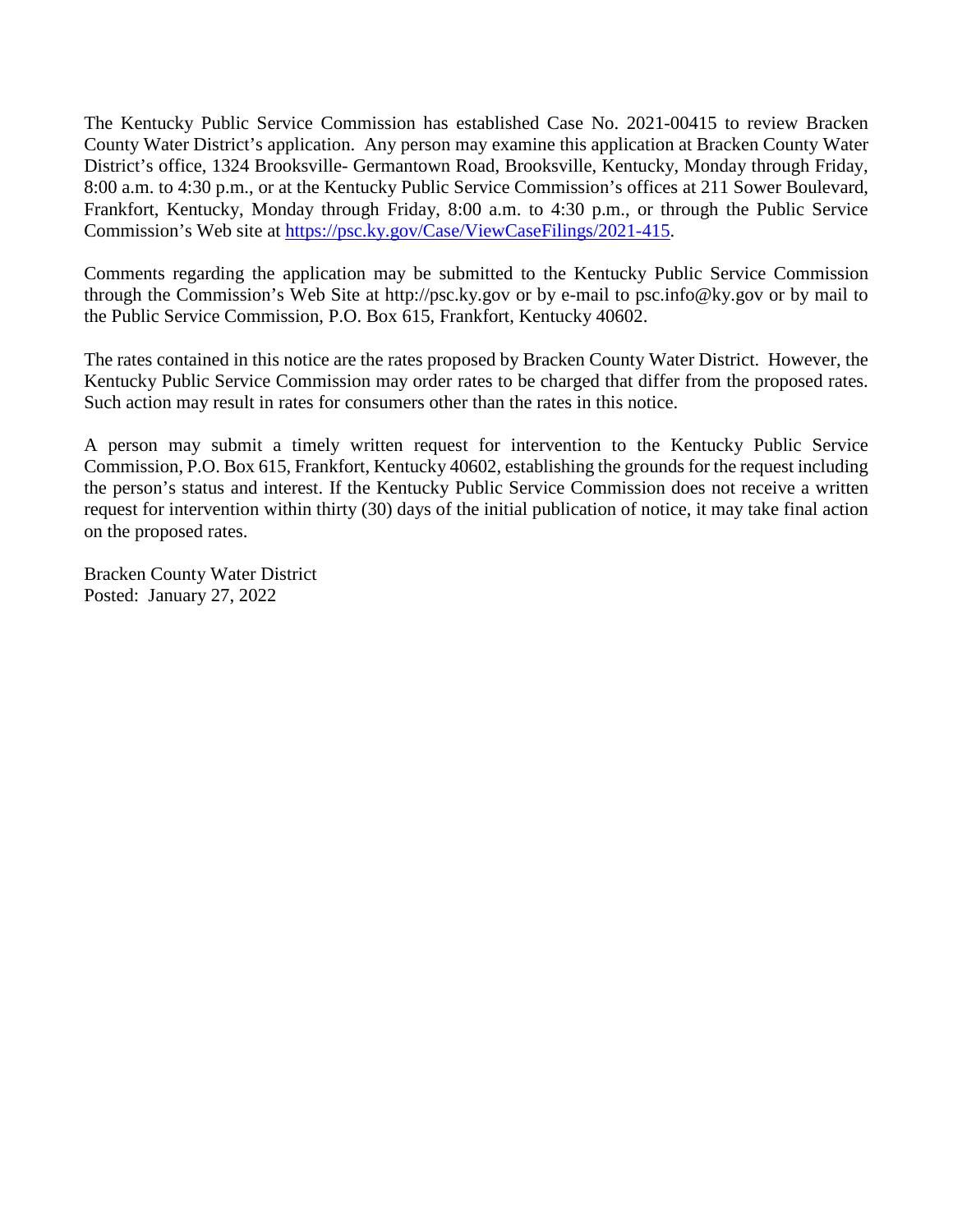The Kentucky Public Service Commission has established Case No. 2021-00415 to review Bracken County Water District's application. Any person may examine this application at Bracken County Water District's office, 1324 Brooksville- Germantown Road, Brooksville, Kentucky, Monday through Friday, 8:00 a.m. to 4:30 p.m., or at the Kentucky Public Service Commission's offices at 211 Sower Boulevard, Frankfort, Kentucky, Monday through Friday, 8:00 a.m. to 4:30 p.m., or through the Public Service Commission's Web site at https://psc.ky.gov/Case/ViewCaseFilings/2021-415.

Comments regarding the application may be submitted to the Kentucky Public Service Commission through the Commission's Web Site at http://psc.ky.gov or by e-mail to psc.info@ky.gov or by mail to the Public Service Commission, P.O. Box 615, Frankfort, Kentucky 40602.

The rates contained in this notice are the rates proposed by Bracken County Water District. However, the Kentucky Public Service Commission may order rates to be charged that differ from the proposed rates. Such action may result in rates for consumers other than the rates in this notice.

A person may submit a timely written request for intervention to the Kentucky Public Service Commission, P.O. Box 615, Frankfort, Kentucky 40602, establishing the grounds for the request including the person's status and interest. If the Kentucky Public Service Commission does not receive a written request for intervention within thirty (30) days of the initial publication of notice, it may take final action on the proposed rates.

Bracken County Water District
Posted: January 27, 2022